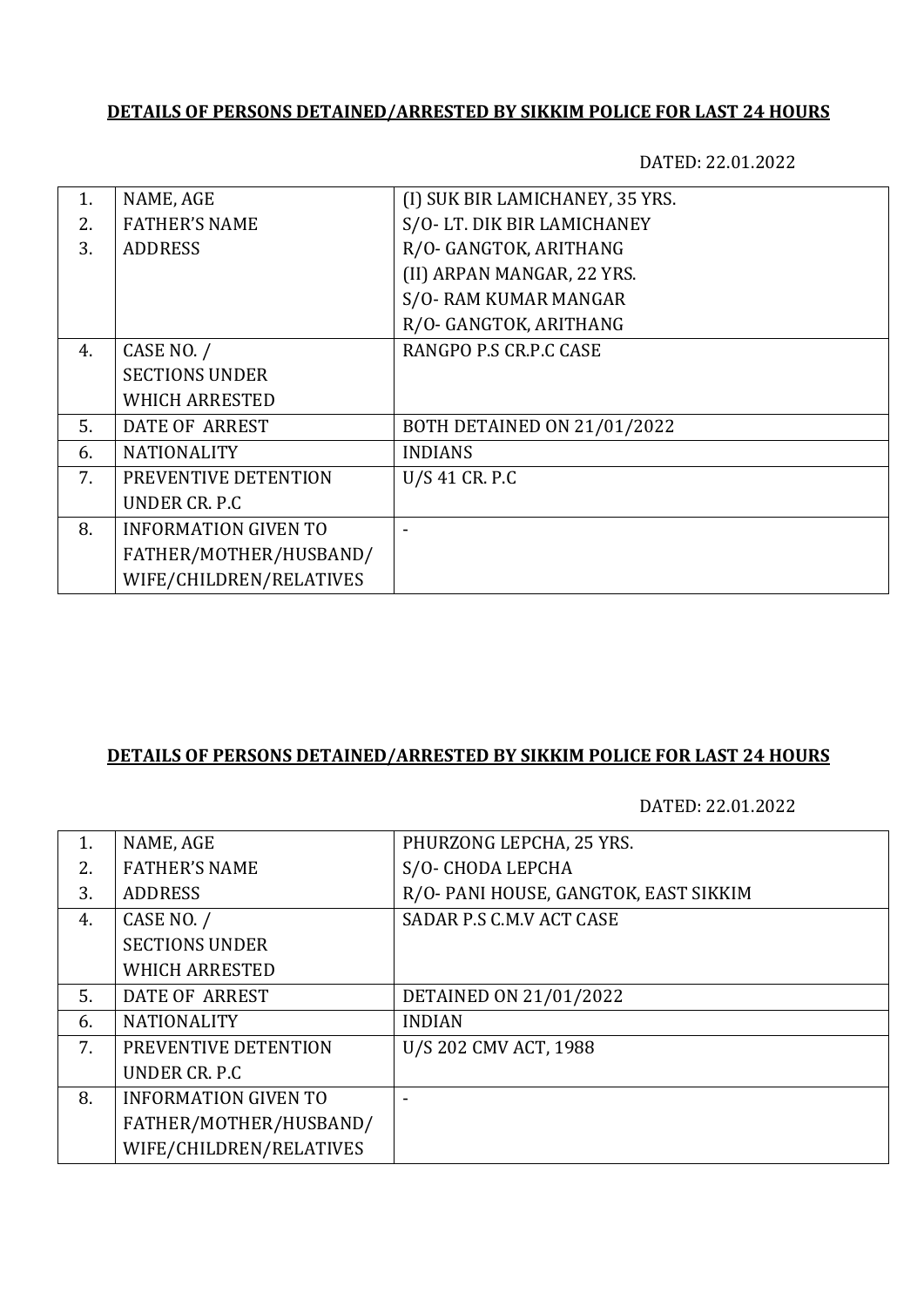**DETAILS OF PERSONS DETAINED/ARRESTED BY SIKKIM POLICE FOR LAST 24 HOURS**

DATED: 22.01.2022

| | | |
|---|---|---|
| 1.<br>2.<br>3. | NAME, AGE<br>FATHER'S NAME<br>ADDRESS | (I) SUK BIR LAMICHANEY, 35 YRS.<br>S/O- LT. DIK BIR LAMICHANEY<br>R/O- GANGTOK, ARITHANG<br>(II) ARPAN MANGAR, 22 YRS.<br>S/O- RAM KUMAR MANGAR<br>R/O- GANGTOK, ARITHANG |
| 4. | CASE NO. /<br>SECTIONS UNDER<br>WHICH ARRESTED | RANGPO P.S CR.P.C CASE |
| 5. | DATE OF ARREST | BOTH DETAINED ON 21/01/2022 |
| 6. | NATIONALITY | INDIANS |
| 7. | PREVENTIVE DETENTION<br>UNDER CR. P.C | U/S 41 CR. P.C |
| 8. | INFORMATION GIVEN TO<br>FATHER/MOTHER/HUSBAND/<br>WIFE/CHILDREN/RELATIVES | - |

**DETAILS OF PERSONS DETAINED/ARRESTED BY SIKKIM POLICE FOR LAST 24 HOURS**

DATED: 22.01.2022

| | | |
|---|---|---|
| 1.<br>2.<br>3. | NAME, AGE<br>FATHER'S NAME<br>ADDRESS | PHURZONG LEPCHA, 25 YRS.<br>S/O- CHODA LEPCHA<br>R/O- PANI HOUSE, GANGTOK, EAST SIKKIM |
| 4. | CASE NO. /<br>SECTIONS UNDER<br>WHICH ARRESTED | SADAR P.S C.M.V ACT CASE |
| 5. | DATE OF ARREST | DETAINED ON 21/01/2022 |
| 6. | NATIONALITY | INDIAN |
| 7. | PREVENTIVE DETENTION<br>UNDER CR. P.C | U/S 202 CMV ACT, 1988 |
| 8. | INFORMATION GIVEN TO<br>FATHER/MOTHER/HUSBAND/<br>WIFE/CHILDREN/RELATIVES | - |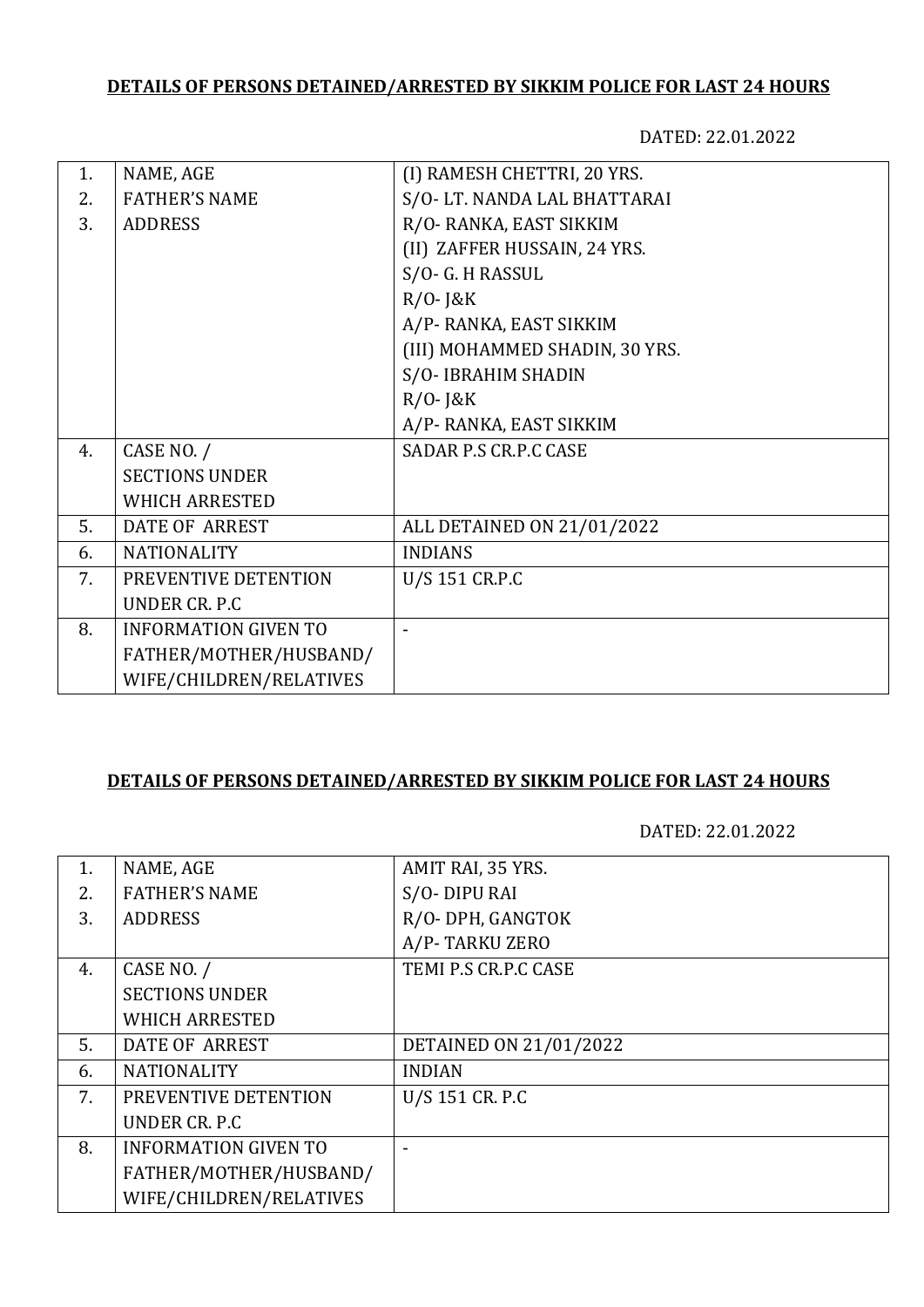**DETAILS OF PERSONS DETAINED/ARRESTED BY SIKKIM POLICE FOR LAST 24 HOURS**

DATED: 22.01.2022

| | | |
|---|---|---|
| 1. | NAME, AGE | (I) RAMESH CHETTRI, 20 YRS. |
| 2. | FATHER'S NAME | S/O- LT. NANDA LAL BHATTARAI |
| 3. | ADDRESS | R/O- RANKA, EAST SIKKIM<br>(II) ZAFFER HUSSAIN, 24 YRS.<br>S/O- G. H RASSUL<br>R/O- J&K<br>A/P- RANKA, EAST SIKKIM<br>(III) MOHAMMED SHADIN, 30 YRS.<br>S/O- IBRAHIM SHADIN<br>R/O- J&K<br>A/P- RANKA, EAST SIKKIM |
| 4. | CASE NO. / SECTIONS UNDER WHICH ARRESTED | SADAR P.S CR.P.C CASE |
| 5. | DATE OF ARREST | ALL DETAINED ON 21/01/2022 |
| 6. | NATIONALITY | INDIANS |
| 7. | PREVENTIVE DETENTION UNDER CR. P.C | U/S 151 CR.P.C |
| 8. | INFORMATION GIVEN TO FATHER/MOTHER/HUSBAND/ WIFE/CHILDREN/RELATIVES | - |

**DETAILS OF PERSONS DETAINED/ARRESTED BY SIKKIM POLICE FOR LAST 24 HOURS**

DATED: 22.01.2022

| | | |
|---|---|---|
| 1. | NAME, AGE | AMIT RAI, 35 YRS. |
| 2. | FATHER'S NAME | S/O- DIPU RAI |
| 3. | ADDRESS | R/O- DPH, GANGTOK<br>A/P- TARKU ZERO |
| 4. | CASE NO. / SECTIONS UNDER WHICH ARRESTED | TEMI P.S CR.P.C CASE |
| 5. | DATE OF ARREST | DETAINED ON 21/01/2022 |
| 6. | NATIONALITY | INDIAN |
| 7. | PREVENTIVE DETENTION UNDER CR. P.C | U/S 151 CR. P.C |
| 8. | INFORMATION GIVEN TO FATHER/MOTHER/HUSBAND/ WIFE/CHILDREN/RELATIVES | - |